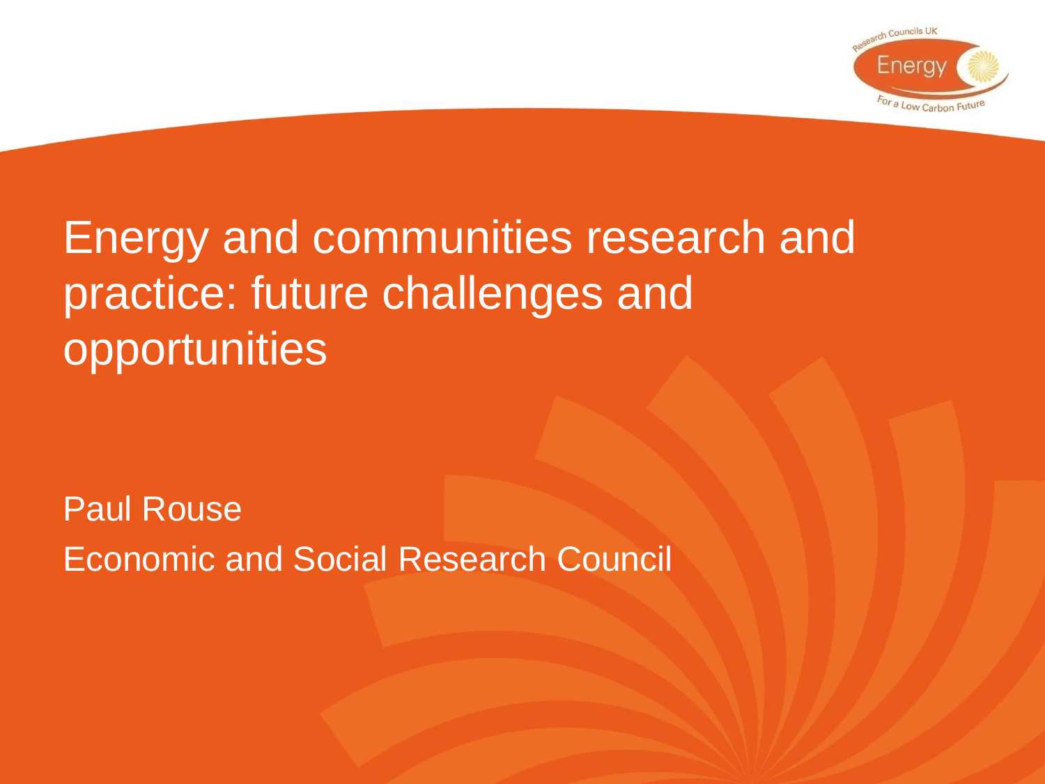# Energy and communities research and practice: future challenges and opportunities

Paul Rouse

Economic and Social Research Council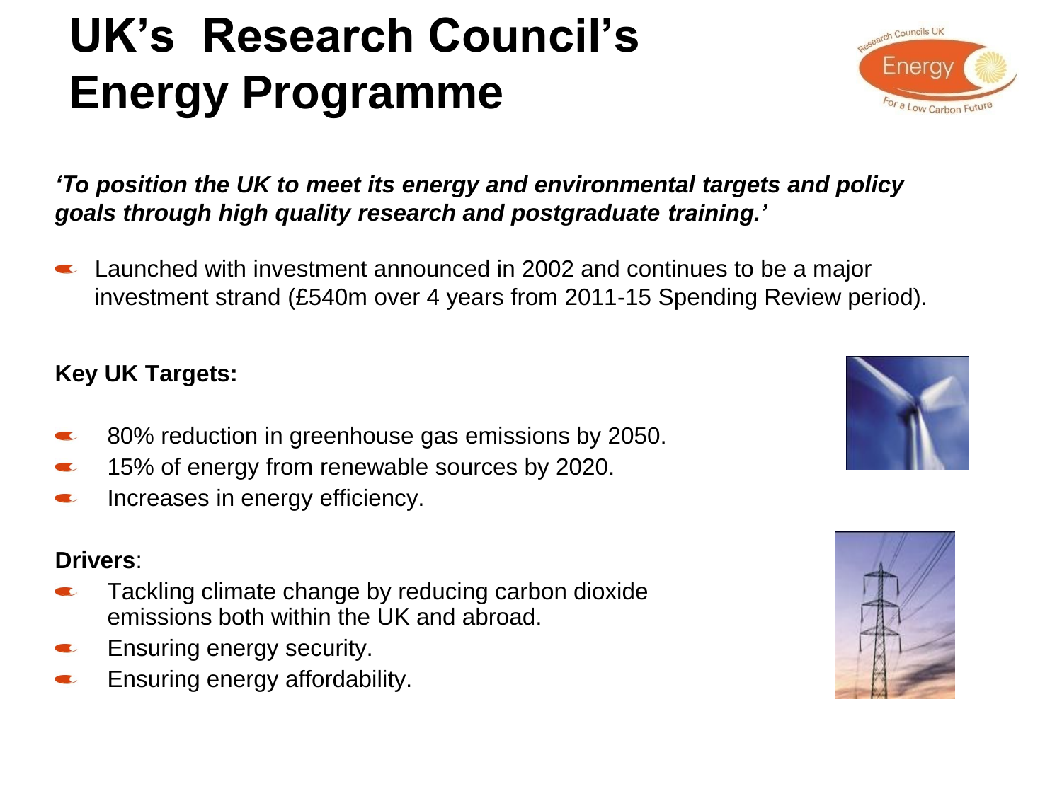# UK's Research Council's Energy Programme

***'To position the UK to meet its energy and environmental targets and policy goals through high quality research and postgraduate training.'***

- Launched with investment announced in 2002 and continues to be a major investment strand (£540m over 4 years from 2011-15 Spending Review period).

**Key UK Targets:**

- 80% reduction in greenhouse gas emissions by 2050.
- 15% of energy from renewable sources by 2020.
- Increases in energy efficiency.

**Drivers**:

- Tackling climate change by reducing carbon dioxide emissions both within the UK and abroad.
- Ensuring energy security.
- Ensuring energy affordability.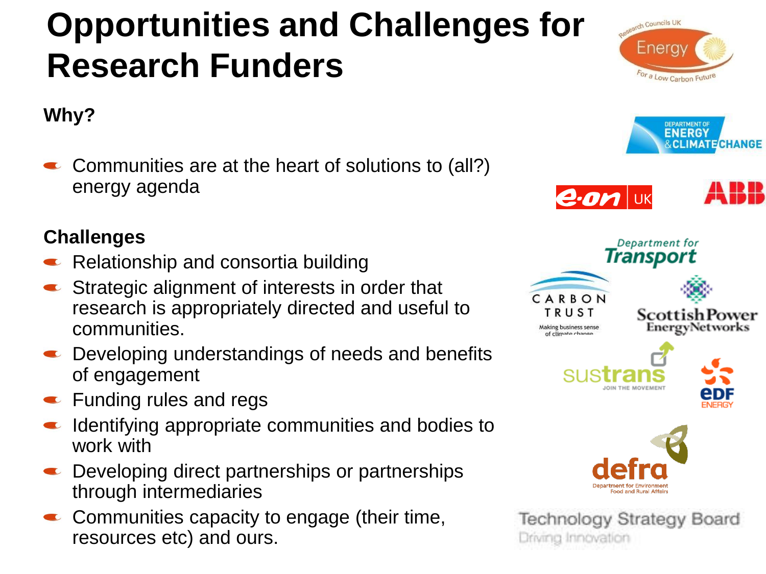# Opportunities and Challenges for Research Funders

**Why?**

- Communities are at the heart of solutions to (all?) energy agenda

**Challenges**

- Relationship and consortia building
- Strategic alignment of interests in order that research is appropriately directed and useful to communities.
- Developing understandings of needs and benefits of engagement
- Funding rules and regs
- Identifying appropriate communities and bodies to work with
- Developing direct partnerships or partnerships through intermediaries
- Communities capacity to engage (their time, resources etc) and ours.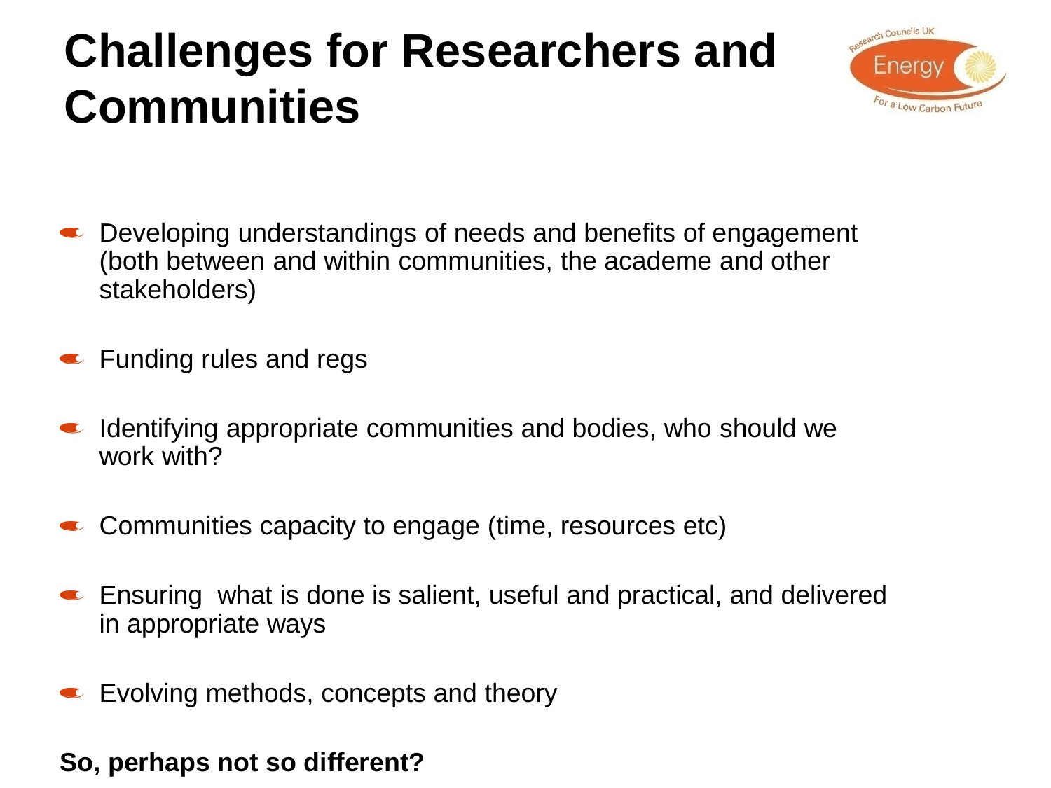# Challenges for Researchers and Communities

- Developing understandings of needs and benefits of engagement (both between and within communities, the academe and other stakeholders)
- Funding rules and regs
- Identifying appropriate communities and bodies, who should we work with?
- Communities capacity to engage (time, resources etc)
- Ensuring what is done is salient, useful and practical, and delivered in appropriate ways
- Evolving methods, concepts and theory

**So, perhaps not so different?**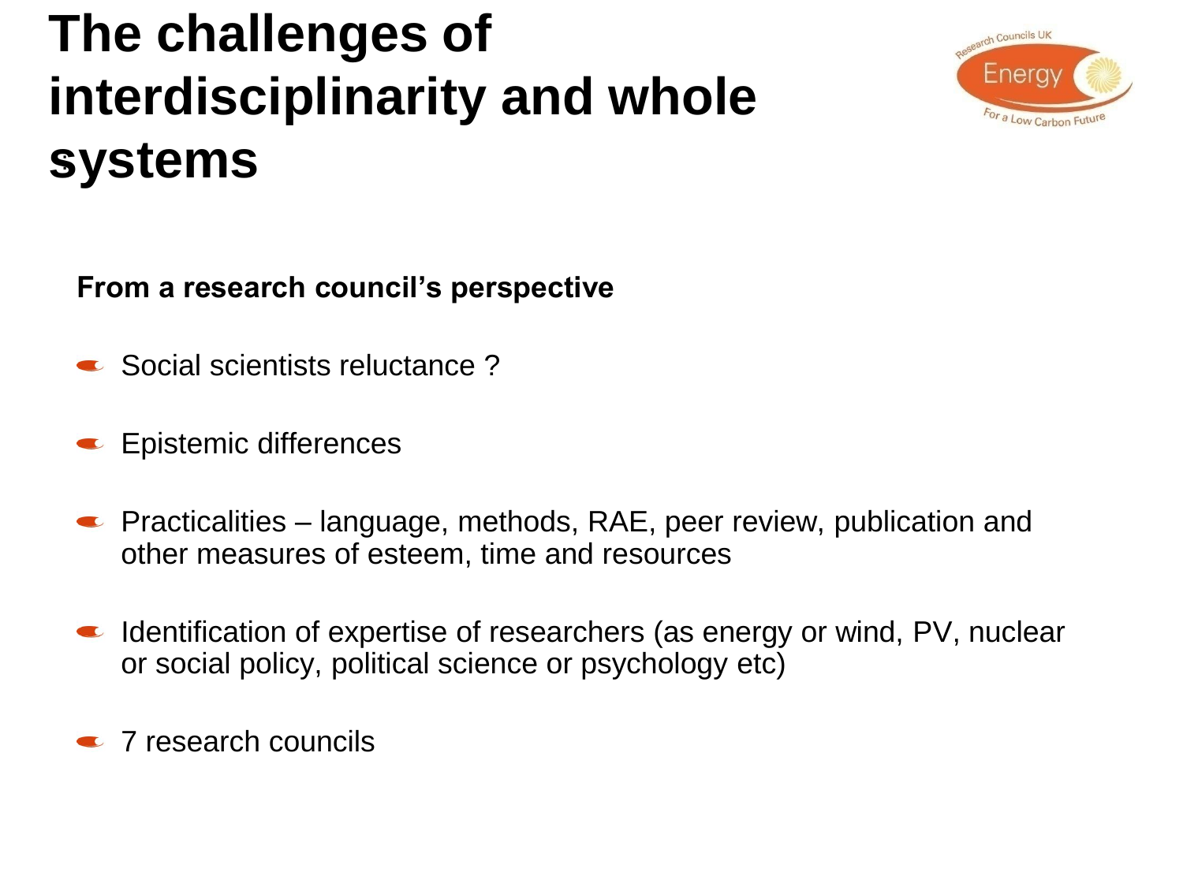# The challenges of interdisciplinarity and whole systems

**From a research council's perspective**

- Social scientists reluctance ?
- Epistemic differences
- Practicalities – language, methods, RAE, peer review, publication and other measures of esteem, time and resources
- Identification of expertise of researchers (as energy or wind, PV, nuclear or social policy, political science or psychology etc)
- 7 research councils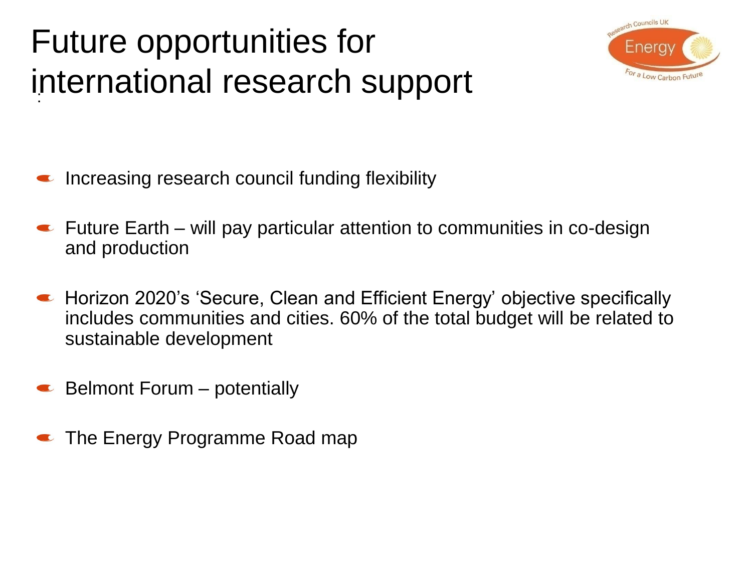# Future opportunities for international research support

- Increasing research council funding flexibility
- Future Earth – will pay particular attention to communities in co-design and production
- Horizon 2020's 'Secure, Clean and Efficient Energy' objective specifically includes communities and cities. 60% of the total budget will be related to sustainable development
- Belmont Forum – potentially
- The Energy Programme Road map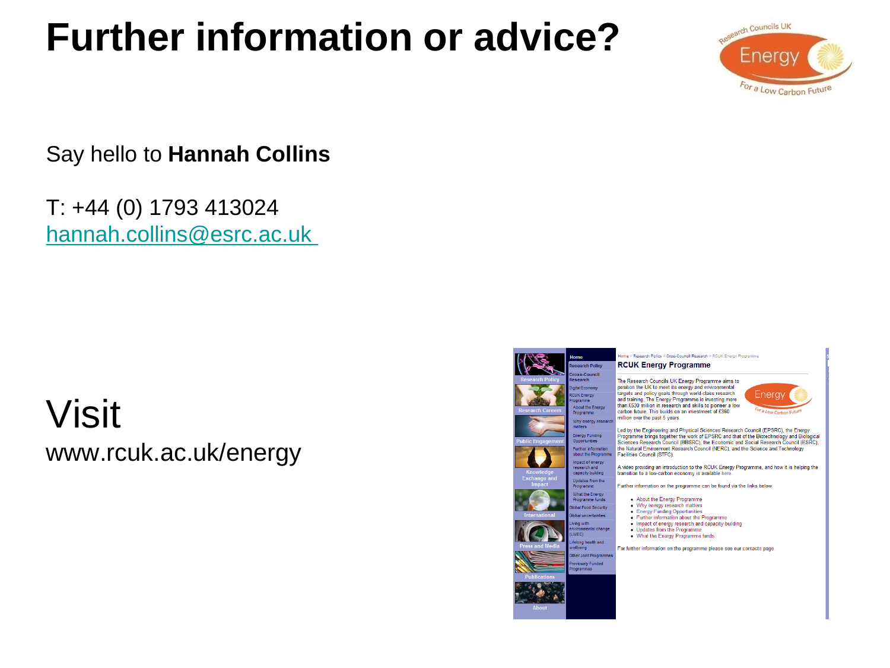# Further information or advice?

Say hello to **Hannah Collins**

T: +44 (0) 1793 413024
hannah.collins@esrc.ac.uk

## Visit

www.rcuk.ac.uk/energy